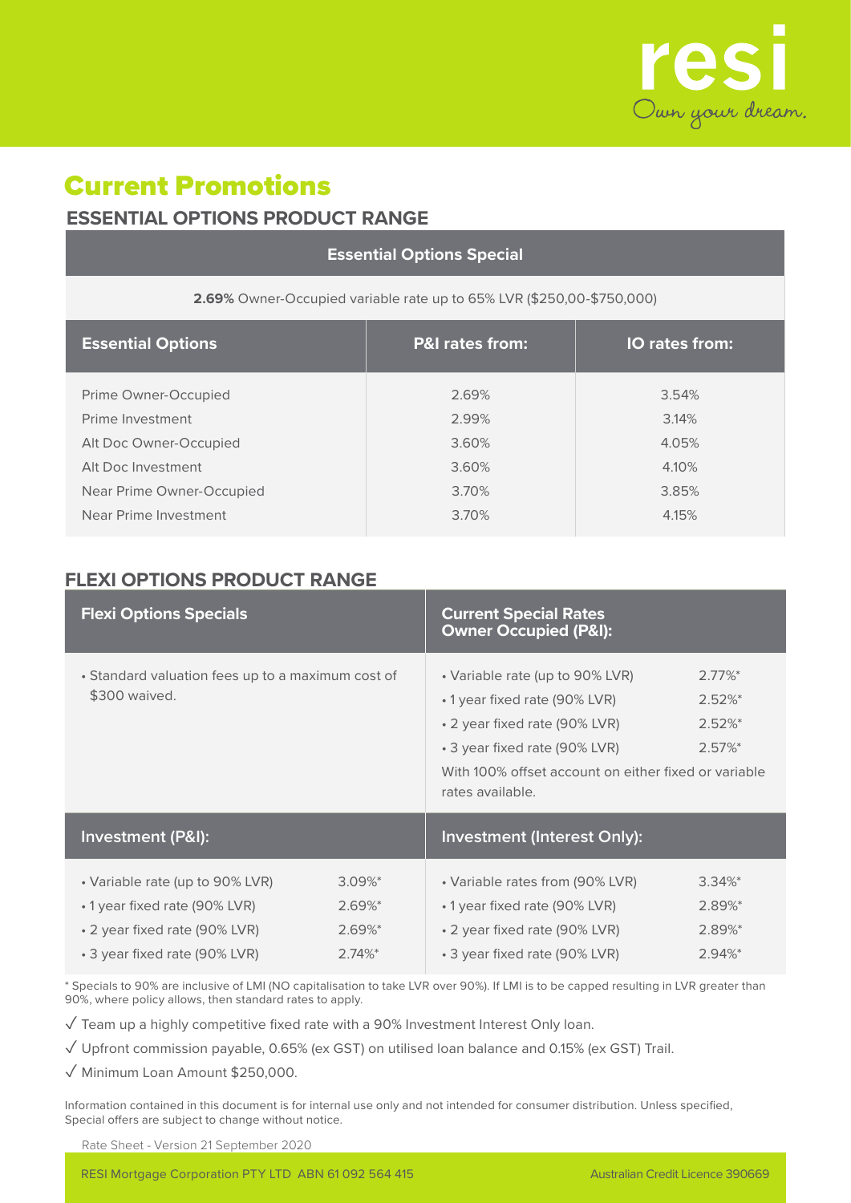resi

Own your dream.

# Current Promotions

## ESSENTIAL OPTIONS PRODUCT RANGE

| Essential Options Special | | |
|---|---|---|
| **2.69%** Owner-Occupied variable rate up to 65% LVR ($250,00-$750,000) | | |
| **Essential Options** | **P&I rates from:** | **IO rates from:** |
| Prime Owner-Occupied | 2.69% | 3.54% |
| Prime Investment | 2.99% | 3.14% |
| Alt Doc Owner-Occupied | 3.60% | 4.05% |
| Alt Doc Investment | 3.60% | 4.10% |
| Near Prime Owner-Occupied | 3.70% | 3.85% |
| Near Prime Investment | 3.70% | 4.15% |

## FLEXI OPTIONS PRODUCT RANGE

| Flexi Options Specials | | Current Special Rates Owner Occupied (P&I): | |
|---|---|---|---|
| • Standard valuation fees up to a maximum cost of $300 waived. | | • Variable rate (up to 90% LVR) | 2.77%* |
| | | • 1 year fixed rate (90% LVR) | 2.52%* |
| | | • 2 year fixed rate (90% LVR) | 2.52%* |
| | | • 3 year fixed rate (90% LVR) | 2.57%* |
| | | With 100% offset account on either fixed or variable rates available. | |
| **Investment (P&I):** | | **Investment (Interest Only):** | |
| • Variable rate (up to 90% LVR) | 3.09%* | • Variable rates from (90% LVR) | 3.34%* |
| • 1 year fixed rate (90% LVR) | 2.69%* | • 1 year fixed rate (90% LVR) | 2.89%* |
| • 2 year fixed rate (90% LVR) | 2.69%* | • 2 year fixed rate (90% LVR) | 2.89%* |
| • 3 year fixed rate (90% LVR) | 2.74%* | • 3 year fixed rate (90% LVR) | 2.94%* |

* Specials to 90% are inclusive of LMI (NO capitalisation to take LVR over 90%). If LMI is to be capped resulting in LVR greater than 90%, where policy allows, then standard rates to apply.

✓ Team up a highly competitive fixed rate with a 90% Investment Interest Only loan.

✓ Upfront commission payable, 0.65% (ex GST) on utilised loan balance and 0.15% (ex GST) Trail.

✓ Minimum Loan Amount $250,000.

Information contained in this document is for internal use only and not intended for consumer distribution. Unless specified, Special offers are subject to change without notice.

Rate Sheet - Version 21 September 2020

RESI Mortgage Corporation PTY LTD ABN 61 092 564 415 Australian Credit Licence 390669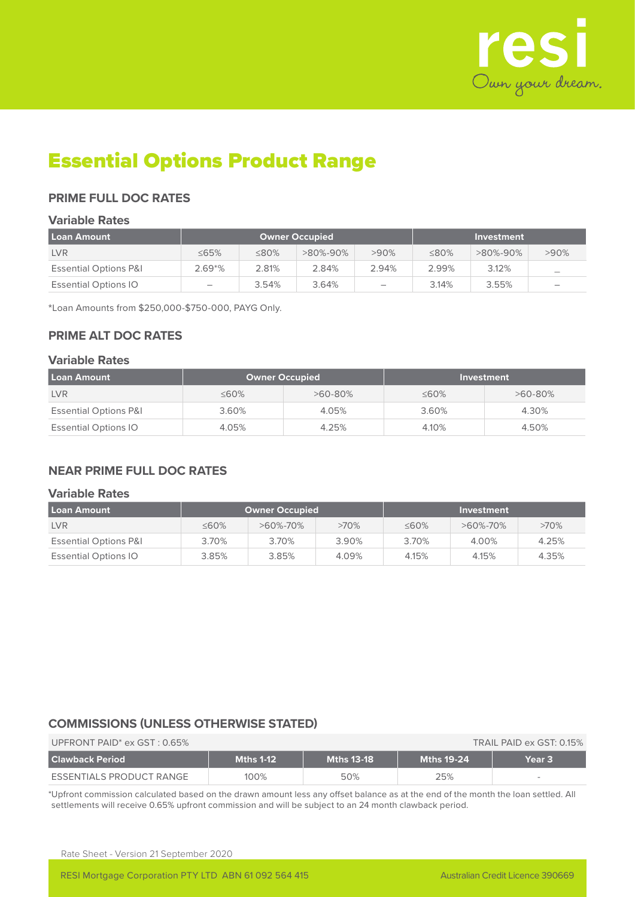resi
Own your dream.

# Essential Options Product Range

## PRIME FULL DOC RATES

### Variable Rates

| Loan Amount | Owner Occupied | | | | Investment | | |
|---|---|---|---|---|---|---|---|
| LVR | ≤65% | ≤80% | >80%-90% | >90% | ≤80% | >80%-90% | >90% |
| Essential Options P&I | 2.69*% | 2.81% | 2.84% | 2.94% | 2.99% | 3.12% | – |
| Essential Options IO | – | 3.54% | 3.64% | – | 3.14% | 3.55% | – |

*Loan Amounts from $250,000-$750-000, PAYG Only.

## PRIME ALT DOC RATES

### Variable Rates

| Loan Amount | Owner Occupied | | Investment | |
|---|---|---|---|---|
| LVR | ≤60% | >60-80% | ≤60% | >60-80% |
| Essential Options P&I | 3.60% | 4.05% | 3.60% | 4.30% |
| Essential Options IO | 4.05% | 4.25% | 4.10% | 4.50% |

## NEAR PRIME FULL DOC RATES

### Variable Rates

| Loan Amount | Owner Occupied | | | Investment | | |
|---|---|---|---|---|---|---|
| LVR | ≤60% | >60%-70% | >70% | ≤60% | >60%-70% | >70% |
| Essential Options P&I | 3.70% | 3.70% | 3.90% | 3.70% | 4.00% | 4.25% |
| Essential Options IO | 3.85% | 3.85% | 4.09% | 4.15% | 4.15% | 4.35% |

## COMMISSIONS (UNLESS OTHERWISE STATED)

UPFRONT PAID* ex GST : 0.65% — TRAIL PAID ex GST: 0.15%

| Clawback Period | Mths 1-12 | Mths 13-18 | Mths 19-24 | Year 3 |
|---|---|---|---|---|
| ESSENTIALS PRODUCT RANGE | 100% | 50% | 25% | - |

*Upfront commission calculated based on the drawn amount less any offset balance as at the end of the month the loan settled. All settlements will receive 0.65% upfront commission and will be subject to an 24 month clawback period.

Rate Sheet - Version 21 September 2020

RESI Mortgage Corporation PTY LTD ABN 61 092 564 415 — Australian Credit Licence 390669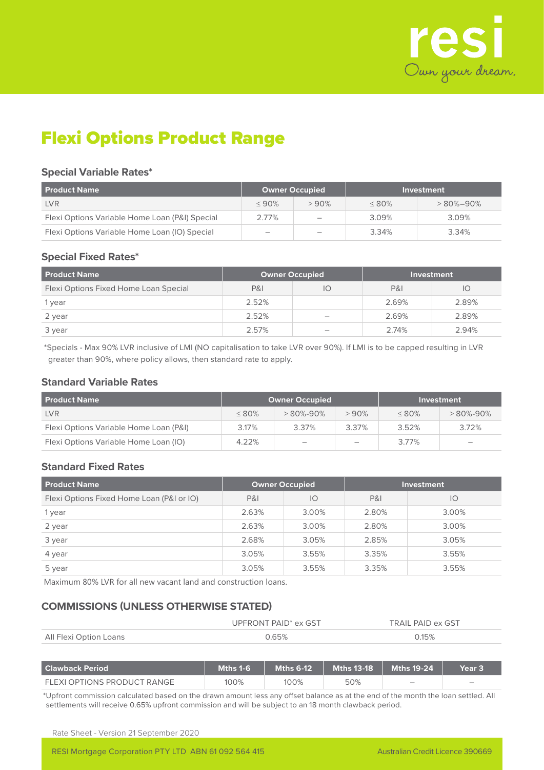resi
Own your dream.

# Flexi Options Product Range

### Special Variable Rates*

| Product Name | Owner Occupied | | Investment | |
|---|---|---|---|---|
| LVR | ≤ 90% | > 90% | ≤ 80% | > 80%–90% |
| Flexi Options Variable Home Loan (P&I) Special | 2.77% | – | 3.09% | 3.09% |
| Flexi Options Variable Home Loan (IO) Special | – | – | 3.34% | 3.34% |

### Special Fixed Rates*

| Product Name | Owner Occupied | | Investment | |
|---|---|---|---|---|
| Flexi Options Fixed Home Loan Special | P&I | IO | P&I | IO |
| 1 year | 2.52% | | 2.69% | 2.89% |
| 2 year | 2.52% | – | 2.69% | 2.89% |
| 3 year | 2.57% | – | 2.74% | 2.94% |

*Specials - Max 90% LVR inclusive of LMI (NO capitalisation to take LVR over 90%). If LMI is to be capped resulting in LVR greater than 90%, where policy allows, then standard rate to apply.

### Standard Variable Rates

| Product Name | Owner Occupied | | | Investment | |
|---|---|---|---|---|---|
| LVR | ≤ 80% | > 80%-90% | > 90% | ≤ 80% | > 80%-90% |
| Flexi Options Variable Home Loan (P&I) | 3.17% | 3.37% | 3.37% | 3.52% | 3.72% |
| Flexi Options Variable Home Loan (IO) | 4.22% | – | – | 3.77% | – |

### Standard Fixed Rates

| Product Name | Owner Occupied | | Investment | |
|---|---|---|---|---|
| Flexi Options Fixed Home Loan (P&I or IO) | P&I | IO | P&I | IO |
| 1 year | 2.63% | 3.00% | 2.80% | 3.00% |
| 2 year | 2.63% | 3.00% | 2.80% | 3.00% |
| 3 year | 2.68% | 3.05% | 2.85% | 3.05% |
| 4 year | 3.05% | 3.55% | 3.35% | 3.55% |
| 5 year | 3.05% | 3.55% | 3.35% | 3.55% |

Maximum 80% LVR for all new vacant land and construction loans.

### COMMISSIONS (UNLESS OTHERWISE STATED)

| | UPFRONT PAID* ex GST | TRAIL PAID ex GST |
|---|---|---|
| All Flexi Option Loans | 0.65% | 0.15% |

| Clawback Period | Mths 1-6 | Mths 6-12 | Mths 13-18 | Mths 19-24 | Year 3 |
|---|---|---|---|---|---|
| FLEXI OPTIONS PRODUCT RANGE | 100% | 100% | 50% | – | – |

*Upfront commission calculated based on the drawn amount less any offset balance as at the end of the month the loan settled. All settlements will receive 0.65% upfront commission and will be subject to an 18 month clawback period.

Rate Sheet - Version 21 September 2020

RESI Mortgage Corporation PTY LTD ABN 61 092 564 415 Australian Credit Licence 390669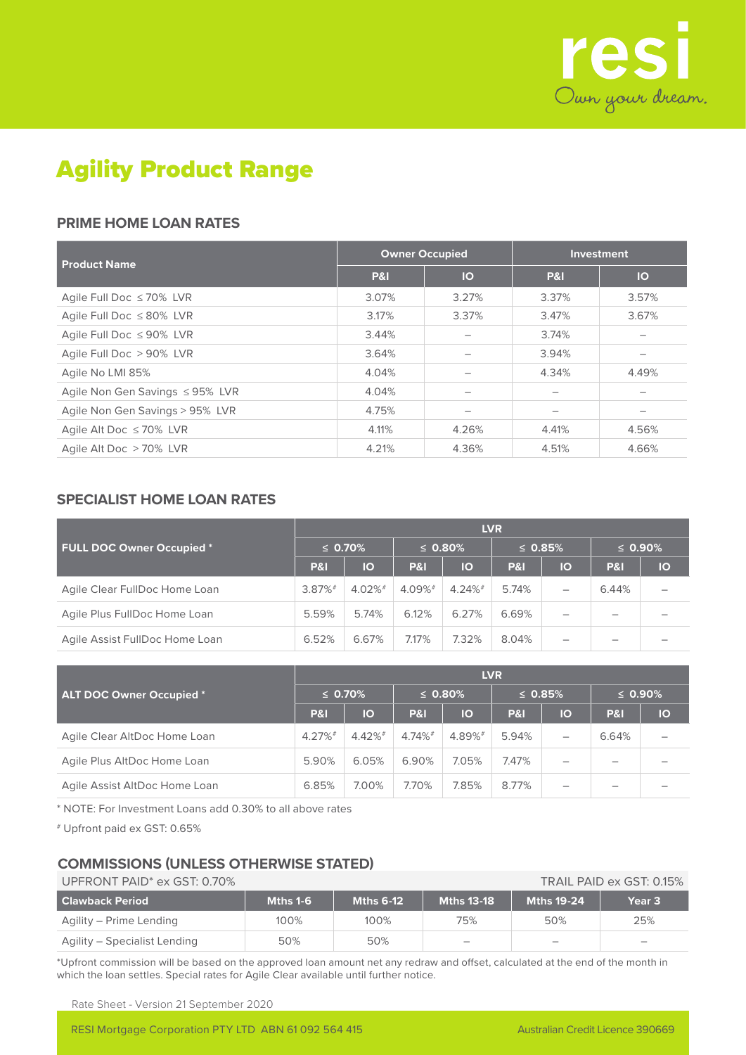resi

Own your dream.

# Agility Product Range

## PRIME HOME LOAN RATES

| Product Name | Owner Occupied | | Investment | |
|---|---|---|---|---|
| | P&I | IO | P&I | IO |
| Agile Full Doc ≤ 70% LVR | 3.07% | 3.27% | 3.37% | 3.57% |
| Agile Full Doc ≤ 80% LVR | 3.17% | 3.37% | 3.47% | 3.67% |
| Agile Full Doc ≤ 90% LVR | 3.44% | – | 3.74% | – |
| Agile Full Doc > 90% LVR | 3.64% | – | 3.94% | – |
| Agile No LMI 85% | 4.04% | – | 4.34% | 4.49% |
| Agile Non Gen Savings ≤ 95% LVR | 4.04% | – | – | – |
| Agile Non Gen Savings > 95% LVR | 4.75% | – | – | – |
| Agile Alt Doc ≤ 70% LVR | 4.11% | 4.26% | 4.41% | 4.56% |
| Agile Alt Doc > 70% LVR | 4.21% | 4.36% | 4.51% | 4.66% |

## SPECIALIST HOME LOAN RATES

| FULL DOC Owner Occupied * | LVR | | | | | | | |
|---|---|---|---|---|---|---|---|---|
| | ≤ 0.70% | | ≤ 0.80% | | ≤ 0.85% | | ≤ 0.90% | |
| | P&I | IO | P&I | IO | P&I | IO | P&I | IO |
| Agile Clear FullDoc Home Loan | 3.87%# | 4.02%# | 4.09%# | 4.24%# | 5.74% | – | 6.44% | – |
| Agile Plus FullDoc Home Loan | 5.59% | 5.74% | 6.12% | 6.27% | 6.69% | – | – | – |
| Agile Assist FullDoc Home Loan | 6.52% | 6.67% | 7.17% | 7.32% | 8.04% | – | – | – |

| ALT DOC Owner Occupied * | LVR | | | | | | | |
|---|---|---|---|---|---|---|---|---|
| | ≤ 0.70% | | ≤ 0.80% | | ≤ 0.85% | | ≤ 0.90% | |
| | P&I | IO | P&I | IO | P&I | IO | P&I | IO |
| Agile Clear AltDoc Home Loan | 4.27%# | 4.42%# | 4.74%# | 4.89%# | 5.94% | – | 6.64% | – |
| Agile Plus AltDoc Home Loan | 5.90% | 6.05% | 6.90% | 7.05% | 7.47% | – | – | – |
| Agile Assist AltDoc Home Loan | 6.85% | 7.00% | 7.70% | 7.85% | 8.77% | – | – | – |

* NOTE: For Investment Loans add 0.30% to all above rates

# Upfront paid ex GST: 0.65%

## COMMISSIONS (UNLESS OTHERWISE STATED)

UPFRONT PAID* ex GST: 0.70% TRAIL PAID ex GST: 0.15%

| Clawback Period | Mths 1-6 | Mths 6-12 | Mths 13-18 | Mths 19-24 | Year 3 |
|---|---|---|---|---|---|
| Agility – Prime Lending | 100% | 100% | 75% | 50% | 25% |
| Agility – Specialist Lending | 50% | 50% | – | – | – |

*Upfront commission will be based on the approved loan amount net any redraw and offset, calculated at the end of the month in which the loan settles. Special rates for Agile Clear available until further notice.

Rate Sheet - Version 21 September 2020

RESI Mortgage Corporation PTY LTD ABN 61 092 564 415 Australian Credit Licence 390669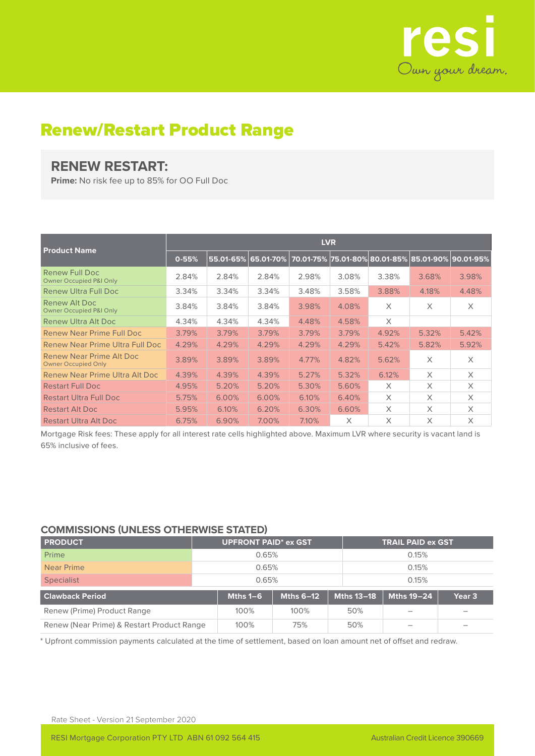# Renew/Restart Product Range

## RENEW RESTART:

**Prime:** No risk fee up to 85% for OO Full Doc

| Product Name | LVR | | | | | | | |
|---|---|---|---|---|---|---|---|---|
| | 0-55% | 55.01-65% | 65.01-70% | 70.01-75% | 75.01-80% | 80.01-85% | 85.01-90% | 90.01-95% |
| Renew Full Doc<br>Owner Occupied P&I Only | 2.84% | 2.84% | 2.84% | 2.98% | 3.08% | 3.38% | 3.68% | 3.98% |
| Renew Ultra Full Doc | 3.34% | 3.34% | 3.34% | 3.48% | 3.58% | 3.88% | 4.18% | 4.48% |
| Renew Alt Doc<br>Owner Occupied P&I Only | 3.84% | 3.84% | 3.84% | 3.98% | 4.08% | X | X | X |
| Renew Ultra Alt Doc | 4.34% | 4.34% | 4.34% | 4.48% | 4.58% | X | | |
| Renew Near Prime Full Doc | 3.79% | 3.79% | 3.79% | 3.79% | 3.79% | 4.92% | 5.32% | 5.42% |
| Renew Near Prime Ultra Full Doc | 4.29% | 4.29% | 4.29% | 4.29% | 4.29% | 5.42% | 5.82% | 5.92% |
| Renew Near Prime Alt Doc<br>Owner Occupied Only | 3.89% | 3.89% | 3.89% | 4.77% | 4.82% | 5.62% | X | X |
| Renew Near Prime Ultra Alt Doc | 4.39% | 4.39% | 4.39% | 5.27% | 5.32% | 6.12% | X | X |
| Restart Full Doc | 4.95% | 5.20% | 5.20% | 5.30% | 5.60% | X | X | X |
| Restart Ultra Full Doc | 5.75% | 6.00% | 6.00% | 6.10% | 6.40% | X | X | X |
| Restart Alt Doc | 5.95% | 6.10% | 6.20% | 6.30% | 6.60% | X | X | X |
| Restart Ultra Alt Doc | 6.75% | 6.90% | 7.00% | 7.10% | X | X | X | X |

Mortgage Risk fees: These apply for all interest rate cells highlighted above. Maximum LVR where security is vacant land is 65% inclusive of fees.

### COMMISSIONS (UNLESS OTHERWISE STATED)

| PRODUCT | UPFRONT PAID* ex GST | TRAIL PAID ex GST |
|---|---|---|
| Prime | 0.65% | 0.15% |
| Near Prime | 0.65% | 0.15% |
| Specialist | 0.65% | 0.15% |

| Clawback Period | Mths 1–6 | Mths 6–12 | Mths 13–18 | Mths 19–24 | Year 3 |
|---|---|---|---|---|---|
| Renew (Prime) Product Range | 100% | 100% | 50% | – | – |
| Renew (Near Prime) & Restart Product Range | 100% | 75% | 50% | – | – |

* Upfront commission payments calculated at the time of settlement, based on loan amount net of offset and redraw.

Rate Sheet - Version 21 September 2020

RESI Mortgage Corporation PTY LTD ABN 61 092 564 415 Australian Credit Licence 390669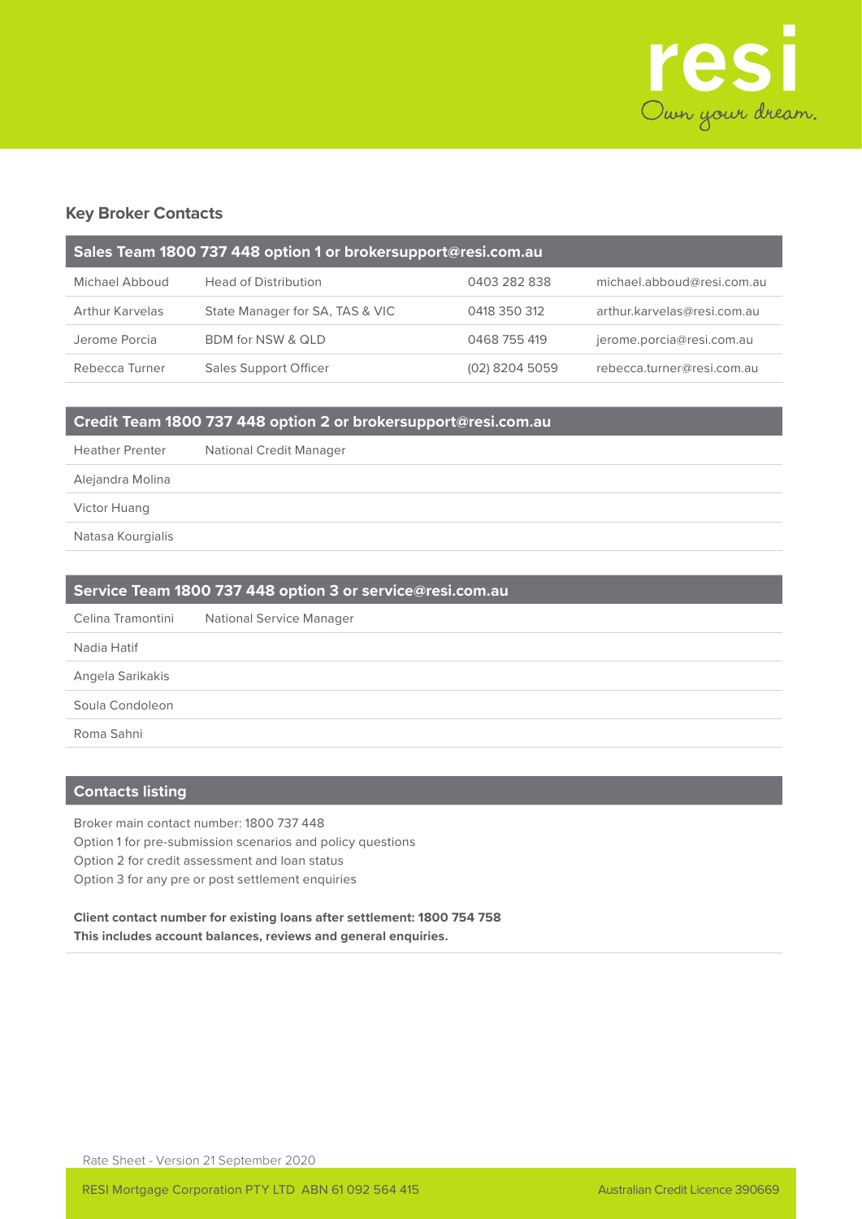## Key Broker Contacts

| Sales Team 1800 737 448 option 1 or brokersupport@resi.com.au | | | |
|---|---|---|---|
| Michael Abboud | Head of Distribution | 0403 282 838 | michael.abboud@resi.com.au |
| Arthur Karvelas | State Manager for SA, TAS & VIC | 0418 350 312 | arthur.karvelas@resi.com.au |
| Jerome Porcia | BDM for NSW & QLD | 0468 755 419 | jerome.porcia@resi.com.au |
| Rebecca Turner | Sales Support Officer | (02) 8204 5059 | rebecca.turner@resi.com.au |

| Credit Team 1800 737 448 option 2 or brokersupport@resi.com.au | |
|---|---|
| Heather Prenter | National Credit Manager |
| Alejandra Molina | |
| Victor Huang | |
| Natasa Kourgialis | |

| Service Team 1800 737 448 option 3 or service@resi.com.au | |
|---|---|
| Celina Tramontini | National Service Manager |
| Nadia Hatif | |
| Angela Sarikakis | |
| Soula Condoleon | |
| Roma Sahni | |

### Contacts listing

Broker main contact number: 1800 737 448
Option 1 for pre-submission scenarios and policy questions
Option 2 for credit assessment and loan status
Option 3 for any pre or post settlement enquiries

**Client contact number for existing loans after settlement: 1800 754 758**
**This includes account balances, reviews and general enquiries.**

Rate Sheet - Version 21 September 2020

RESI Mortgage Corporation PTY LTD ABN 61 092 564 415 Australian Credit Licence 390669